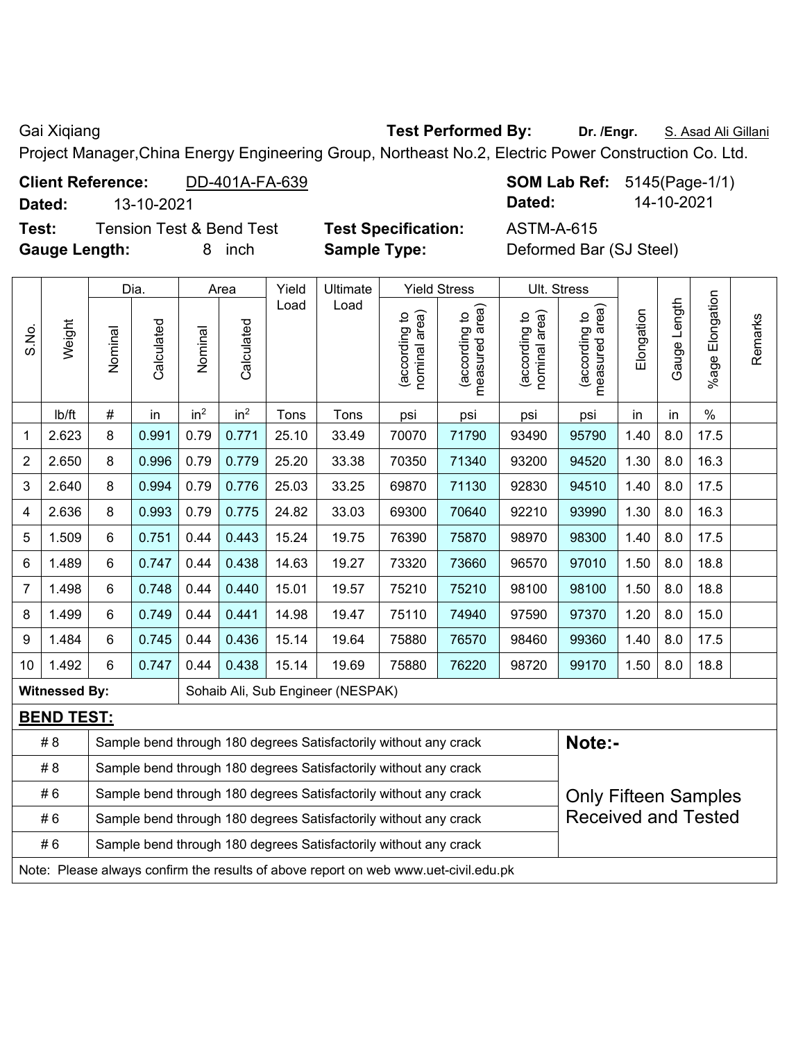Gai Xiqiang **Test Performed By:** **Dr. /Engr.** S. Asad Ali Gillani

Project Manager,China Energy Engineering Group, Northeast No.2, Electric Power Construction Co. Ltd.

**Client Reference:** DD-401A-FA-639 **SOM Lab Ref:** 5145(Page-1/1)

**Dated:** 13-10-2021 **Dated:** 14-10-2021

**Test:** Tension Test & Bend Test **Test Specification:** ASTM-A-615

**Gauge Length:** 8 inch **Sample Type:** Deformed Bar (SJ Steel)

| S.No. | Weight | Dia. | | Area | | Yield Load | Ultimate Load | Yield Stress | | Ult. Stress | | Elongation | Gauge Length | %age Elongation | Remarks |
|---|---|---|---|---|---|---|---|---|---|---|---|---|---|---|---|
| | | Nominal | Calculated | Nominal | Calculated | | | (according to nominal area) | (according to measured area) | (according to nominal area) | (according to measured area) | | | | |
| | lb/ft | # | in | in$^2$ | in$^2$ | Tons | Tons | psi | psi | psi | psi | in | in | % | |
| 1 | 2.623 | 8 | 0.991 | 0.79 | 0.771 | 25.10 | 33.49 | 70070 | 71790 | 93490 | 95790 | 1.40 | 8.0 | 17.5 | |
| 2 | 2.650 | 8 | 0.996 | 0.79 | 0.779 | 25.20 | 33.38 | 70350 | 71340 | 93200 | 94520 | 1.30 | 8.0 | 16.3 | |
| 3 | 2.640 | 8 | 0.994 | 0.79 | 0.776 | 25.03 | 33.25 | 69870 | 71130 | 92830 | 94510 | 1.40 | 8.0 | 17.5 | |
| 4 | 2.636 | 8 | 0.993 | 0.79 | 0.775 | 24.82 | 33.03 | 69300 | 70640 | 92210 | 93990 | 1.30 | 8.0 | 16.3 | |
| 5 | 1.509 | 6 | 0.751 | 0.44 | 0.443 | 15.24 | 19.75 | 76390 | 75870 | 98970 | 98300 | 1.40 | 8.0 | 17.5 | |
| 6 | 1.489 | 6 | 0.747 | 0.44 | 0.438 | 14.63 | 19.27 | 73320 | 73660 | 96570 | 97010 | 1.50 | 8.0 | 18.8 | |
| 7 | 1.498 | 6 | 0.748 | 0.44 | 0.440 | 15.01 | 19.57 | 75210 | 75210 | 98100 | 98100 | 1.50 | 8.0 | 18.8 | |
| 8 | 1.499 | 6 | 0.749 | 0.44 | 0.441 | 14.98 | 19.47 | 75110 | 74940 | 97590 | 97370 | 1.20 | 8.0 | 15.0 | |
| 9 | 1.484 | 6 | 0.745 | 0.44 | 0.436 | 15.14 | 19.64 | 75880 | 76570 | 98460 | 99360 | 1.40 | 8.0 | 17.5 | |
| 10 | 1.492 | 6 | 0.747 | 0.44 | 0.438 | 15.14 | 19.69 | 75880 | 76220 | 98720 | 99170 | 1.50 | 8.0 | 18.8 | |

**Witnessed By:** Sohaib Ali, Sub Engineer (NESPAK)

**BEND TEST:**

| | | |
|---|---|---|
| # 8 | Sample bend through 180 degrees Satisfactorily without any crack | **Note:-** |
| # 8 | Sample bend through 180 degrees Satisfactorily without any crack | Only Fifteen Samples Received and Tested |
| # 6 | Sample bend through 180 degrees Satisfactorily without any crack | |
| # 6 | Sample bend through 180 degrees Satisfactorily without any crack | |
| # 6 | Sample bend through 180 degrees Satisfactorily without any crack | |

Note: Please always confirm the results of above report on web www.uet-civil.edu.pk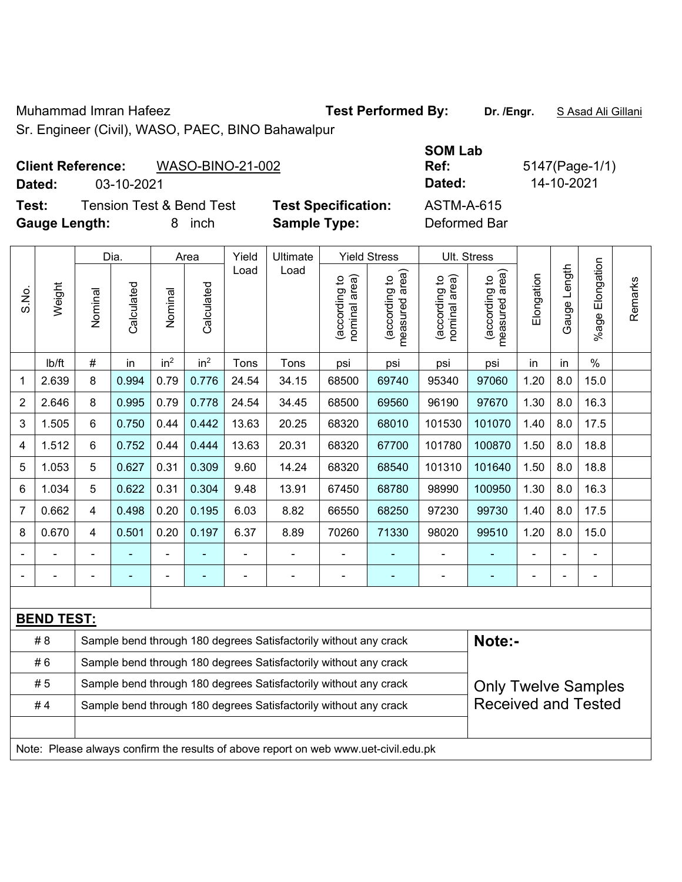Muhammad Imran Hafeez

Sr. Engineer (Civil), WASO, PAEC, BINO Bahawalpur

**Test Performed By:** **Dr. /Engr.** S Asad Ali Gillani

**Client Reference:** WASO-BINO-21-002

**Dated:** 03-10-2021

**SOM Lab Ref:** 5147(Page-1/1)

**Dated:** 14-10-2021

**Test:** Tension Test & Bend Test

**Test Specification:** ASTM-A-615

**Gauge Length:** 8 inch

**Sample Type:** Deformed Bar

| S.No. | Weight | Dia. | | Area | | Yield Load | Ultimate Load | Yield Stress | | Ult. Stress | | Elongation | Gauge Length | %age Elongation | Remarks |
|---|---|---|---|---|---|---|---|---|---|---|---|---|---|---|---|
| | | Nominal | Calculated | Nominal | Calculated | | | (according to nominal area) | (according to measured area) | (according to nominal area) | (according to measured area) | | | | |
| | lb/ft | # | in | in$^2$ | in$^2$ | Tons | Tons | psi | psi | psi | psi | in | in | % | |
| 1 | 2.639 | 8 | 0.994 | 0.79 | 0.776 | 24.54 | 34.15 | 68500 | 69740 | 95340 | 97060 | 1.20 | 8.0 | 15.0 | |
| 2 | 2.646 | 8 | 0.995 | 0.79 | 0.778 | 24.54 | 34.45 | 68500 | 69560 | 96190 | 97670 | 1.30 | 8.0 | 16.3 | |
| 3 | 1.505 | 6 | 0.750 | 0.44 | 0.442 | 13.63 | 20.25 | 68320 | 68010 | 101530 | 101070 | 1.40 | 8.0 | 17.5 | |
| 4 | 1.512 | 6 | 0.752 | 0.44 | 0.444 | 13.63 | 20.31 | 68320 | 67700 | 101780 | 100870 | 1.50 | 8.0 | 18.8 | |
| 5 | 1.053 | 5 | 0.627 | 0.31 | 0.309 | 9.60 | 14.24 | 68320 | 68540 | 101310 | 101640 | 1.50 | 8.0 | 18.8 | |
| 6 | 1.034 | 5 | 0.622 | 0.31 | 0.304 | 9.48 | 13.91 | 67450 | 68780 | 98990 | 100950 | 1.30 | 8.0 | 16.3 | |
| 7 | 0.662 | 4 | 0.498 | 0.20 | 0.195 | 6.03 | 8.82 | 66550 | 68250 | 97230 | 99730 | 1.40 | 8.0 | 17.5 | |
| 8 | 0.670 | 4 | 0.501 | 0.20 | 0.197 | 6.37 | 8.89 | 70260 | 71330 | 98020 | 99510 | 1.20 | 8.0 | 15.0 | |
| - | - | - | - | - | - | - | - | - | - | - | - | - | - | - | |
| - | - | - | - | - | - | - | - | - | - | - | - | - | - | - | |

**BEND TEST:**

| | |
|---|---|
| # 8 | Sample bend through 180 degrees Satisfactorily without any crack |
| # 6 | Sample bend through 180 degrees Satisfactorily without any crack |
| # 5 | Sample bend through 180 degrees Satisfactorily without any crack |
| # 4 | Sample bend through 180 degrees Satisfactorily without any crack |

**Note:-**

Only Twelve Samples Received and Tested

Note: Please always confirm the results of above report on web www.uet-civil.edu.pk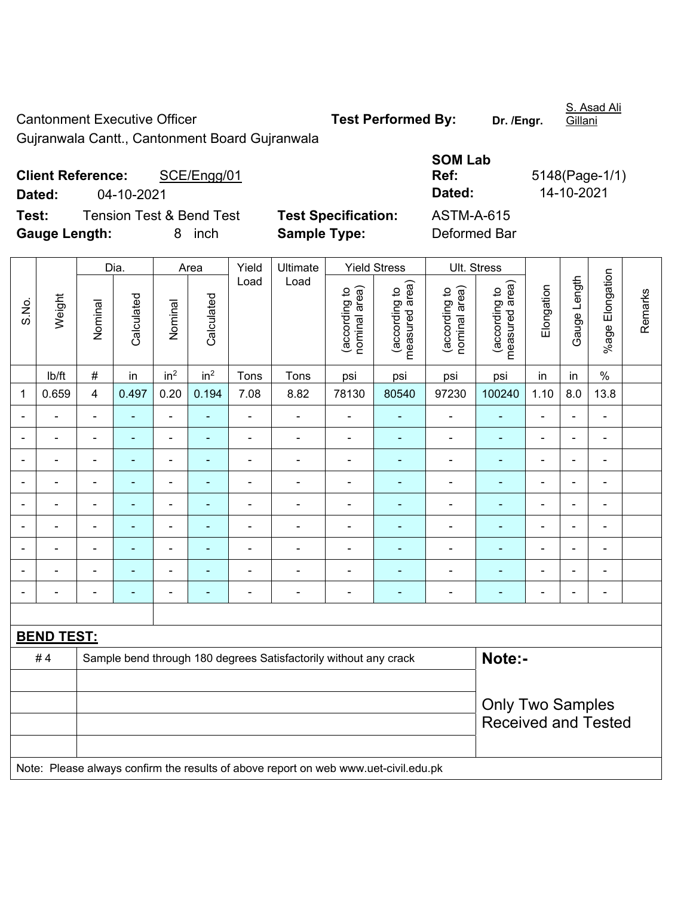Cantonment Executive Officer
Gujranwala Cantt., Cantonment Board Gujranwala

**Test Performed By:** **Dr. /Engr.** S. Asad Ali Gillani

**Client Reference:** SCE/Engg/01
**Dated:** 04-10-2021

**SOM Lab Ref:** 5148(Page-1/1)
**Dated:** 14-10-2021

**Test:** Tension Test & Bend Test
**Gauge Length:** 8 inch

**Test Specification:** ASTM-A-615
**Sample Type:** Deformed Bar

| S.No. | Weight | Dia. | | Area | | Yield Load | Ultimate Load | Yield Stress | | Ult. Stress | | Elongation | Gauge Length | %age Elongation | Remarks |
|---|---|---|---|---|---|---|---|---|---|---|---|---|---|---|---|
| | | Nominal | Calculated | Nominal | Calculated | | | (according to nominal area) | (according to measured area) | (according to nominal area) | (according to measured area) | | | | |
| | lb/ft | # | in | $in^2$ | $in^2$ | Tons | Tons | psi | psi | psi | psi | in | in | % | |
| 1 | 0.659 | 4 | 0.497 | 0.20 | 0.194 | 7.08 | 8.82 | 78130 | 80540 | 97230 | 100240 | 1.10 | 8.0 | 13.8 | |
| - | - | - | - | - | - | - | - | - | - | - | - | - | - | - | |
| - | - | - | - | - | - | - | - | - | - | - | - | - | - | - | |
| - | - | - | - | - | - | - | - | - | - | - | - | - | - | - | |
| - | - | - | - | - | - | - | - | - | - | - | - | - | - | - | |
| - | - | - | - | - | - | - | - | - | - | - | - | - | - | - | |
| - | - | - | - | - | - | - | - | - | - | - | - | - | - | - | |
| - | - | - | - | - | - | - | - | - | - | - | - | - | - | - | |
| - | - | - | - | - | - | - | - | - | - | - | - | - | - | - | |
| - | - | - | - | - | - | - | - | - | - | - | - | - | - | - | |

**BEND TEST:**

| | | |
|---|---|---|
| # 4 | Sample bend through 180 degrees Satisfactorily without any crack | **Note:-** Only Two Samples Received and Tested |

Note: Please always confirm the results of above report on web www.uet-civil.edu.pk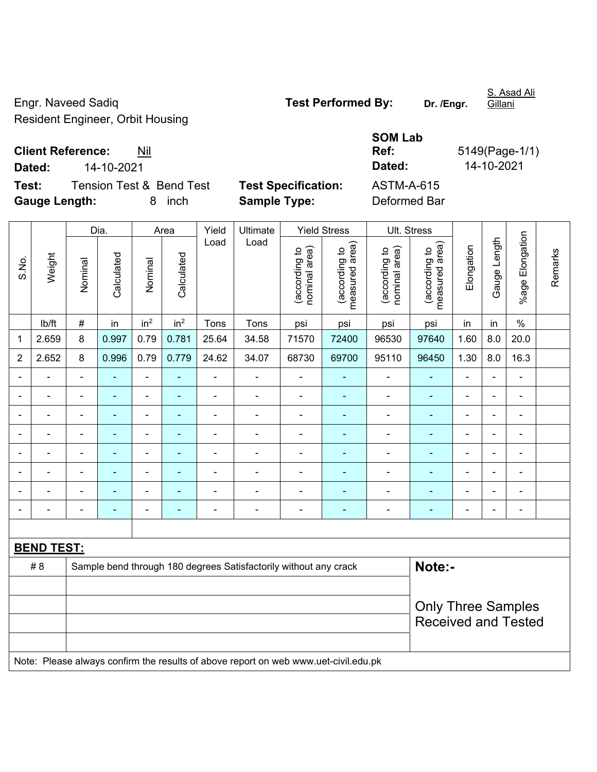Engr. Naveed Sadiq
Resident Engineer, Orbit Housing

**Test Performed By:** Dr. /Engr. S. Asad Ali Gillani

**Client Reference:** Nil
**Dated:** 14-10-2021

**SOM Lab Ref:** 5149(Page-1/1)
**Dated:** 14-10-2021

**Test:** Tension Test & Bend Test
**Gauge Length:** 8 inch

**Test Specification:** ASTM-A-615
**Sample Type:** Deformed Bar

| S.No. | Weight | Dia. | | Area | | Yield Load | Ultimate Load | Yield Stress | | Ult. Stress | | Elongation | Gauge Length | %age Elongation | Remarks |
|---|---|---|---|---|---|---|---|---|---|---|---|---|---|---|---|
| | | Nominal | Calculated | Nominal | Calculated | | | (according to nominal area) | (according to measured area) | (according to nominal area) | (according to measured area) | | | | |
| | lb/ft | # | in | $in^2$ | $in^2$ | Tons | Tons | psi | psi | psi | psi | in | in | % | |
| 1 | 2.659 | 8 | 0.997 | 0.79 | 0.781 | 25.64 | 34.58 | 71570 | 72400 | 96530 | 97640 | 1.60 | 8.0 | 20.0 | |
| 2 | 2.652 | 8 | 0.996 | 0.79 | 0.779 | 24.62 | 34.07 | 68730 | 69700 | 95110 | 96450 | 1.30 | 8.0 | 16.3 | |
| - | - | - | - | - | - | - | - | - | - | - | - | - | - | - | |
| - | - | - | - | - | - | - | - | - | - | - | - | - | - | - | |
| - | - | - | - | - | - | - | - | - | - | - | - | - | - | - | |
| - | - | - | - | - | - | - | - | - | - | - | - | - | - | - | |
| - | - | - | - | - | - | - | - | - | - | - | - | - | - | - | |
| - | - | - | - | - | - | - | - | - | - | - | - | - | - | - | |
| - | - | - | - | - | - | - | - | - | - | - | - | - | - | - | |
| - | - | - | - | - | - | - | - | - | - | - | - | - | - | - | |

**BEND TEST:**

| | |
|---|---|
| # 8 | Sample bend through 180 degrees Satisfactorily without any crack |

**Note:-**

Only Three Samples Received and Tested

Note: Please always confirm the results of above report on web www.uet-civil.edu.pk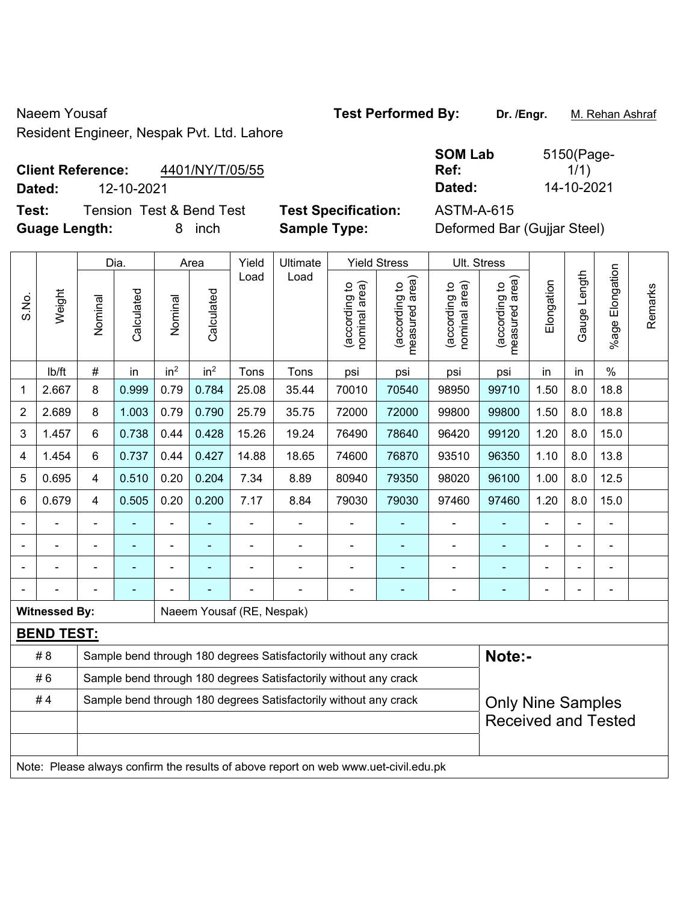Naeem Yousaf

Resident Engineer, Nespak Pvt. Ltd. Lahore

**Test Performed By:** **Dr. /Engr.** M. Rehan Ashraf

**Client Reference:** 4401/NY/T/05/55

**Dated:** 12-10-2021

**SOM Lab Ref:** 5150(Page-1/1)

**Dated:** 14-10-2021

**Test:** Tension Test & Bend Test

**Test Specification:** ASTM-A-615

**Guage Length:** 8 inch

**Sample Type:** Deformed Bar (Gujjar Steel)

| S.No. | Weight | Dia. | | Area | | Yield Load | Ultimate Load | Yield Stress | | Ult. Stress | | Elongation | Gauge Length | %age Elongation | Remarks |
|---|---|---|---|---|---|---|---|---|---|---|---|---|---|---|---|
| | | Nominal | Calculated | Nominal | Calculated | | | (according to nominal area) | (according to measured area) | (according to nominal area) | (according to measured area) | | | | |
| | lb/ft | # | in | $in^2$ | $in^2$ | Tons | Tons | psi | psi | psi | psi | in | in | % | |
| 1 | 2.667 | 8 | 0.999 | 0.79 | 0.784 | 25.08 | 35.44 | 70010 | 70540 | 98950 | 99710 | 1.50 | 8.0 | 18.8 | |
| 2 | 2.689 | 8 | 1.003 | 0.79 | 0.790 | 25.79 | 35.75 | 72000 | 72000 | 99800 | 99800 | 1.50 | 8.0 | 18.8 | |
| 3 | 1.457 | 6 | 0.738 | 0.44 | 0.428 | 15.26 | 19.24 | 76490 | 78640 | 96420 | 99120 | 1.20 | 8.0 | 15.0 | |
| 4 | 1.454 | 6 | 0.737 | 0.44 | 0.427 | 14.88 | 18.65 | 74600 | 76870 | 93510 | 96350 | 1.10 | 8.0 | 13.8 | |
| 5 | 0.695 | 4 | 0.510 | 0.20 | 0.204 | 7.34 | 8.89 | 80940 | 79350 | 98020 | 96100 | 1.00 | 8.0 | 12.5 | |
| 6 | 0.679 | 4 | 0.505 | 0.20 | 0.200 | 7.17 | 8.84 | 79030 | 79030 | 97460 | 97460 | 1.20 | 8.0 | 15.0 | |
| - | - | - | - | - | - | - | - | - | - | - | - | - | - | - | |
| - | - | - | - | - | - | - | - | - | - | - | - | - | - | - | |
| - | - | - | - | - | - | - | - | - | - | - | - | - | - | - | |
| - | - | - | - | - | - | - | - | - | - | - | - | - | - | - | |

**Witnessed By:** Naeem Yousaf (RE, Nespak)

**BEND TEST:**

| | |
|---|---|
| # 8 | Sample bend through 180 degrees Satisfactorily without any crack |
| # 6 | Sample bend through 180 degrees Satisfactorily without any crack |
| # 4 | Sample bend through 180 degrees Satisfactorily without any crack |

**Note:-**

Only Nine Samples Received and Tested

Note: Please always confirm the results of above report on web www.uet-civil.edu.pk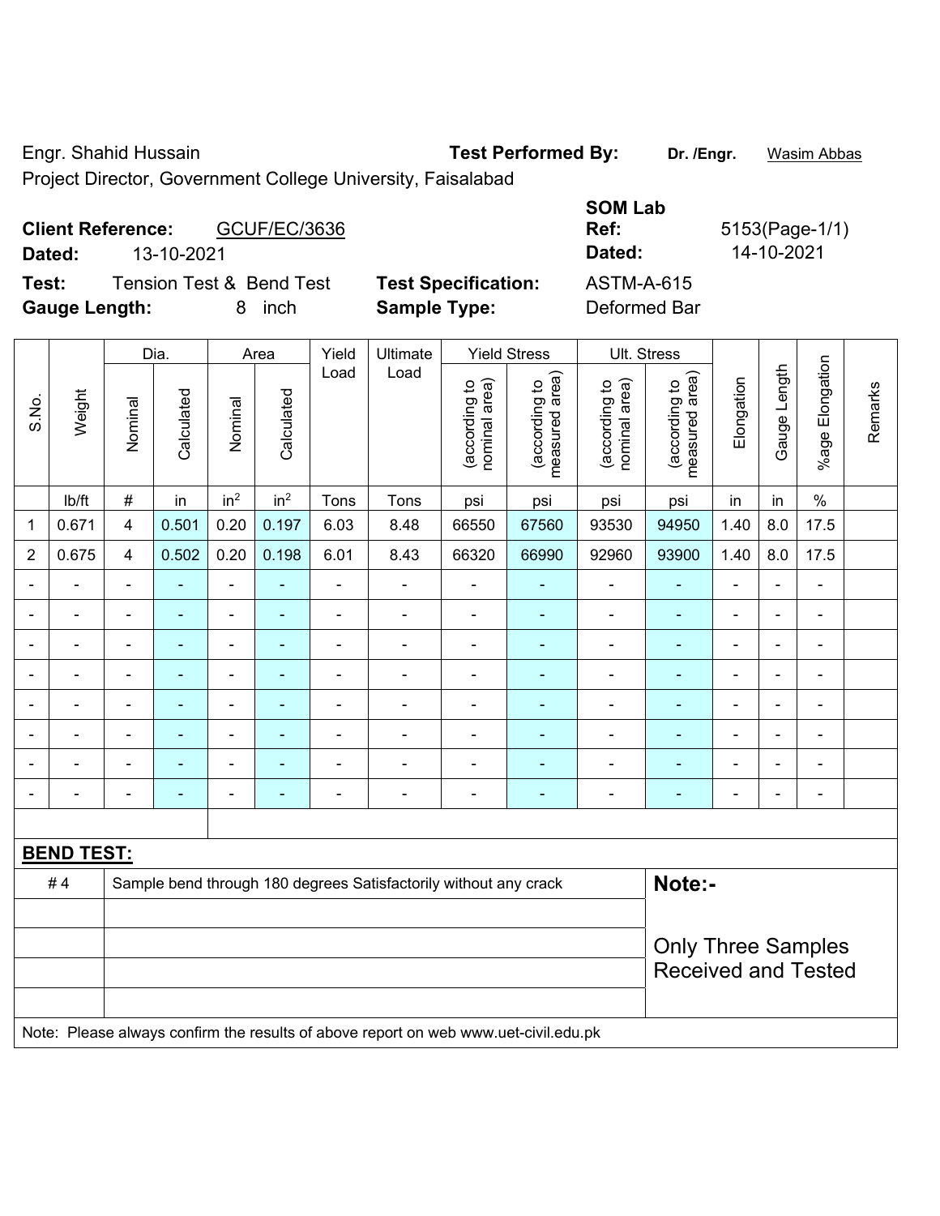Engr. Shahid Hussain

Project Director, Government College University, Faisalabad

**Test Performed By:** **Dr. /Engr.** Wasim Abbas

**Client Reference:** GCUF/EC/3636

**Dated:** 13-10-2021

**SOM Lab Ref:** 5153(Page-1/1)

**Dated:** 14-10-2021

**Test:** Tension Test & Bend Test

**Gauge Length:** 8 inch

**Test Specification:** ASTM-A-615

**Sample Type:** Deformed Bar

| S.No. | Weight | Dia. | | Area | | Yield Load | Ultimate Load | Yield Stress | | Ult. Stress | | Elongation | Gauge Length | %age Elongation | Remarks |
|---|---|---|---|---|---|---|---|---|---|---|---|---|---|---|---|
| | | Nominal | Calculated | Nominal | Calculated | | | (according to nominal area) | (according to measured area) | (according to nominal area) | (according to measured area) | | | | |
| | lb/ft | # | in | in² | in² | Tons | Tons | psi | psi | psi | psi | in | in | % | |
| 1 | 0.671 | 4 | 0.501 | 0.20 | 0.197 | 6.03 | 8.48 | 66550 | 67560 | 93530 | 94950 | 1.40 | 8.0 | 17.5 | |
| 2 | 0.675 | 4 | 0.502 | 0.20 | 0.198 | 6.01 | 8.43 | 66320 | 66990 | 92960 | 93900 | 1.40 | 8.0 | 17.5 | |
| - | - | - | - | - | - | - | - | - | - | - | - | - | - | - | |
| - | - | - | - | - | - | - | - | - | - | - | - | - | - | - | |
| - | - | - | - | - | - | - | - | - | - | - | - | - | - | - | |
| - | - | - | - | - | - | - | - | - | - | - | - | - | - | - | |
| - | - | - | - | - | - | - | - | - | - | - | - | - | - | - | |
| - | - | - | - | - | - | - | - | - | - | - | - | - | - | - | |
| - | - | - | - | - | - | - | - | - | - | - | - | - | - | - | |
| - | - | - | - | - | - | - | - | - | - | - | - | - | - | - | |

**BEND TEST:**

| | |
|---|---|
| # 4 | Sample bend through 180 degrees Satisfactorily without any crack |

**Note:-**

Only Three Samples Received and Tested

Note: Please always confirm the results of above report on web www.uet-civil.edu.pk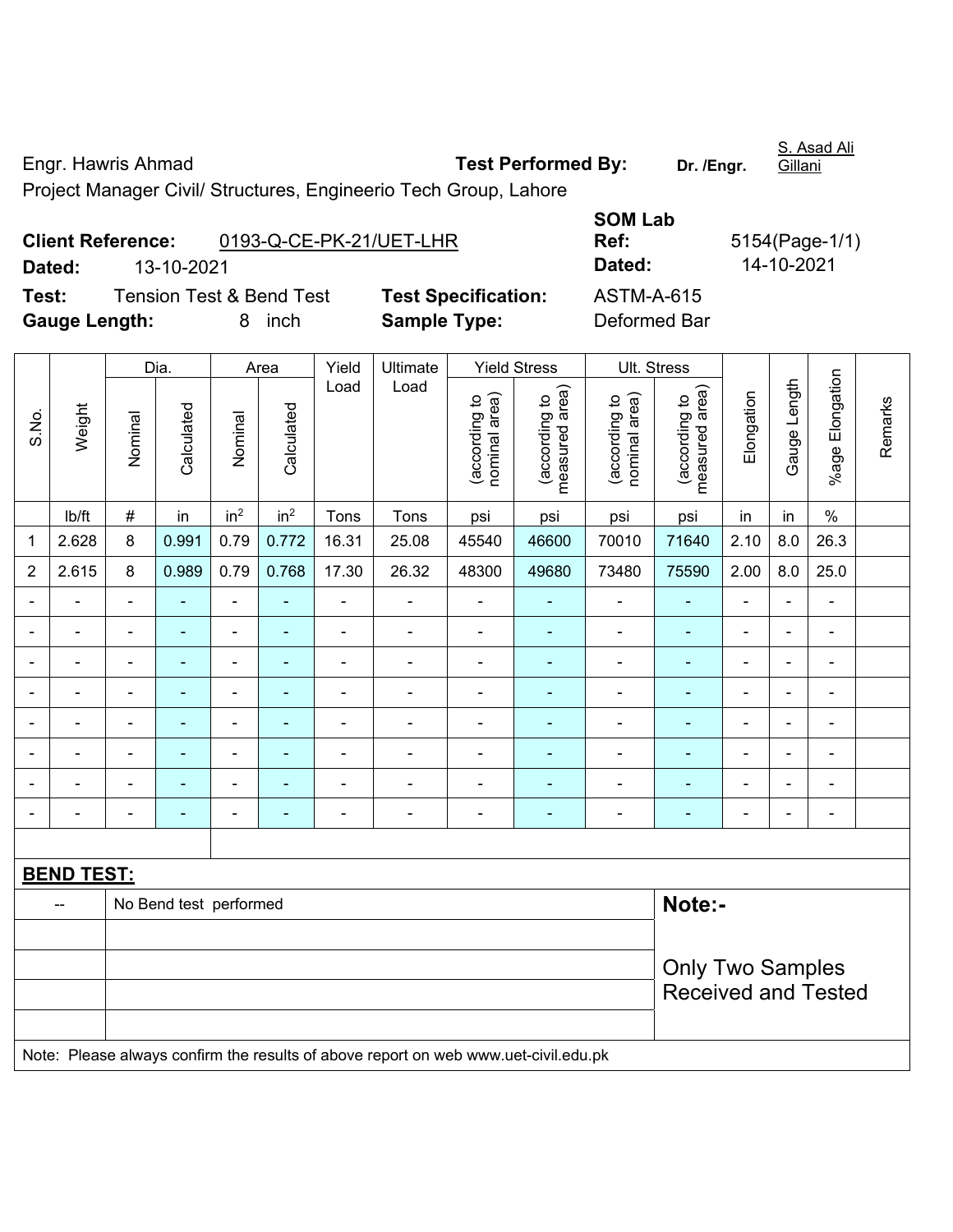Engr. Hawris Ahmad **Test Performed By:** **Dr. /Engr.** S. Asad Ali Gillani

Project Manager Civil/ Structures, Engineerio Tech Group, Lahore

**Client Reference:** 0193-Q-CE-PK-21/UET-LHR **SOM Lab Ref:** 5154(Page-1/1)

**Dated:** 13-10-2021 **Dated:** 14-10-2021

**Test:** Tension Test & Bend Test **Test Specification:** ASTM-A-615

**Gauge Length:** 8 inch **Sample Type:** Deformed Bar

| S.No. | Weight | Dia. | | Area | | Yield Load | Ultimate Load | Yield Stress | | Ult. Stress | | Elongation | Gauge Length | %age Elongation | Remarks |
|---|---|---|---|---|---|---|---|---|---|---|---|---|---|---|---|
| | | Nominal | Calculated | Nominal | Calculated | | | (according to nominal area) | (according to measured area) | (according to nominal area) | (according to measured area) | | | | |
| | lb/ft | # | in | $in^2$ | $in^2$ | Tons | Tons | psi | psi | psi | psi | in | in | % | |
| 1 | 2.628 | 8 | 0.991 | 0.79 | 0.772 | 16.31 | 25.08 | 45540 | 46600 | 70010 | 71640 | 2.10 | 8.0 | 26.3 | |
| 2 | 2.615 | 8 | 0.989 | 0.79 | 0.768 | 17.30 | 26.32 | 48300 | 49680 | 73480 | 75590 | 2.00 | 8.0 | 25.0 | |
| - | - | - | - | - | - | - | - | - | - | - | - | - | - | - | |
| - | - | - | - | - | - | - | - | - | - | - | - | - | - | - | |
| - | - | - | - | - | - | - | - | - | - | - | - | - | - | - | |
| - | - | - | - | - | - | - | - | - | - | - | - | - | - | - | |
| - | - | - | - | - | - | - | - | - | - | - | - | - | - | - | |
| - | - | - | - | - | - | - | - | - | - | - | - | - | - | - | |
| - | - | - | - | - | - | - | - | - | - | - | - | - | - | - | |
| - | - | - | - | - | - | - | - | - | - | - | - | - | - | - | |

**BEND TEST:**

| | | |
|---|---|---|
| -- | No Bend test performed | **Note:-** Only Two Samples Received and Tested |

Note: Please always confirm the results of above report on web www.uet-civil.edu.pk